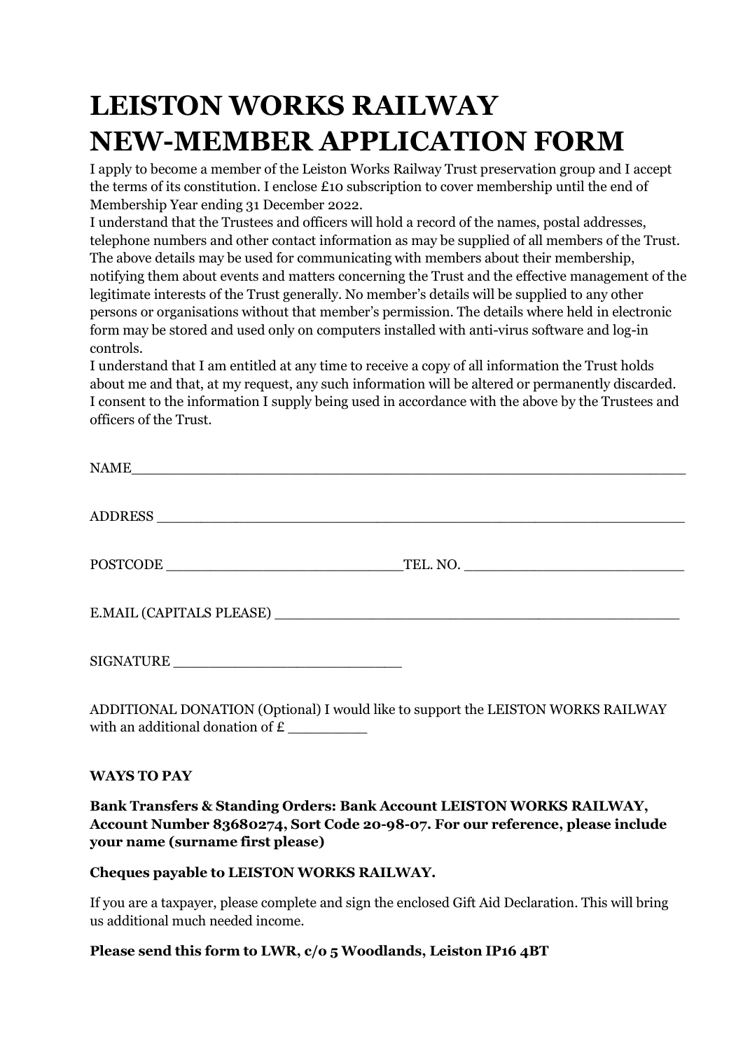# LEISTON WORKS RAILWAY NEW-MEMBER APPLICATION FORM

I apply to become a member of the Leiston Works Railway Trust preservation group and I accept the terms of its constitution. I enclose £10 subscription to cover membership until the end of Membership Year ending 31 December 2022.

I understand that the Trustees and officers will hold a record of the names, postal addresses, telephone numbers and other contact information as may be supplied of all members of the Trust. The above details may be used for communicating with members about their membership, notifying them about events and matters concerning the Trust and the effective management of the legitimate interests of the Trust generally. No member's details will be supplied to any other persons or organisations without that member's permission. The details where held in electronic form may be stored and used only on computers installed with anti-virus software and log-in controls.

I understand that I am entitled at any time to receive a copy of all information the Trust holds about me and that, at my request, any such information will be altered or permanently discarded. I consent to the information I supply being used in accordance with the above by the Trustees and officers of the Trust.

NAME_______________________________________________________________

ADDRESS ____________________________________________________________

POSTCODE ___________________________TEL. NO. __________________________

E.MAIL (CAPITALS PLEASE) _______________________________________________

SIGNATURE _________________________

ADDITIONAL DONATION (Optional) I would like to support the LEISTON WORKS RAILWAY with an additional donation of £ _________

**WAYS TO PAY**

**Bank Transfers & Standing Orders: Bank Account LEISTON WORKS RAILWAY, Account Number 83680274, Sort Code 20-98-07. For our reference, please include your name (surname first please)**

**Cheques payable to LEISTON WORKS RAILWAY.**

If you are a taxpayer, please complete and sign the enclosed Gift Aid Declaration. This will bring us additional much needed income.

**Please send this form to LWR, c/o 5 Woodlands, Leiston IP16 4BT**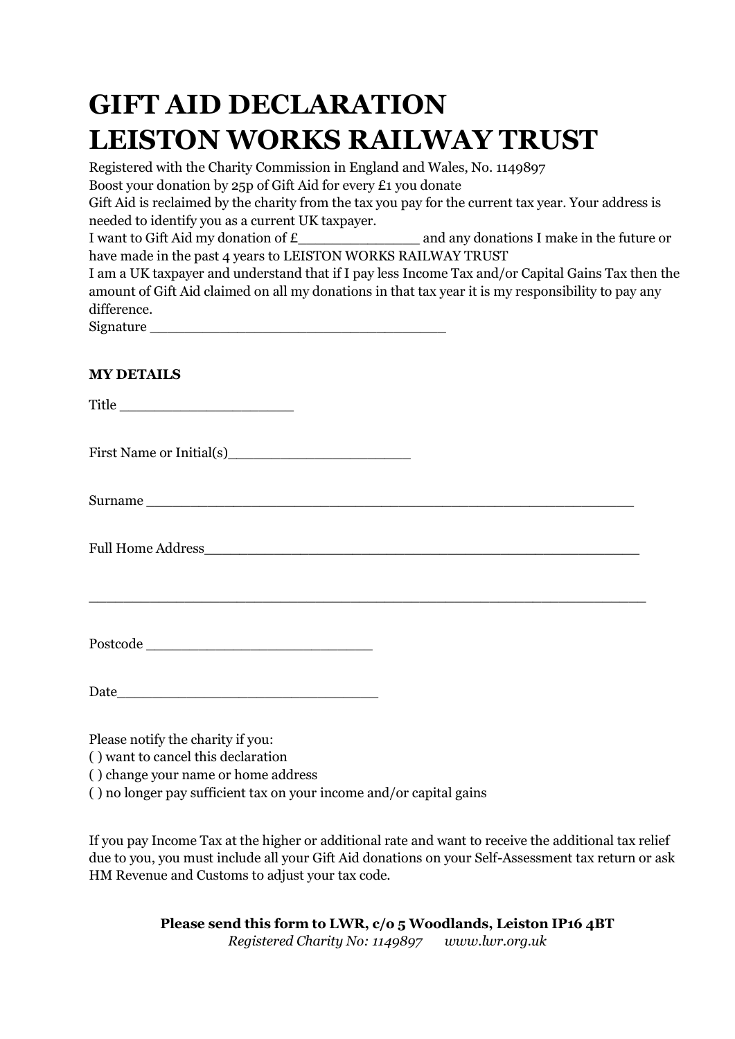# GIFT AID DECLARATION
# LEISTON WORKS RAILWAY TRUST

Registered with the Charity Commission in England and Wales, No. 1149897
Boost your donation by 25p of Gift Aid for every £1 you donate
Gift Aid is reclaimed by the charity from the tax you pay for the current tax year. Your address is needed to identify you as a current UK taxpayer.
I want to Gift Aid my donation of £_______________ and any donations I make in the future or have made in the past 4 years to LEISTON WORKS RAILWAY TRUST
I am a UK taxpayer and understand that if I pay less Income Tax and/or Capital Gains Tax then the amount of Gift Aid claimed on all my donations in that tax year it is my responsibility to pay any difference.
Signature ___________________________________

**MY DETAILS**

Title ____________________

First Name or Initial(s)_____________________

Surname __________________________________________________

Full Home Address____________________________________________

___________________________________________________________

Postcode __________________________

Date______________________________

Please notify the charity if you:
( ) want to cancel this declaration
( ) change your name or home address
( ) no longer pay sufficient tax on your income and/or capital gains

If you pay Income Tax at the higher or additional rate and want to receive the additional tax relief due to you, you must include all your Gift Aid donations on your Self-Assessment tax return or ask HM Revenue and Customs to adjust your tax code.

**Please send this form to LWR, c/o 5 Woodlands, Leiston IP16 4BT**
*Registered Charity No: 1149897 www.lwr.org.uk*